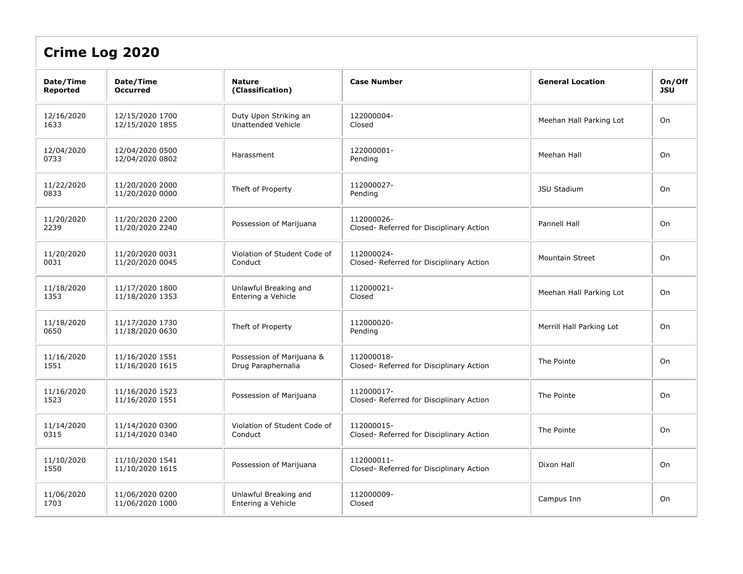## Crime Log 2020

| Date/Time Reported | Date/Time Occurred | Nature (Classification) | Case Number | General Location | On/Off JSU |
|---|---|---|---|---|---|
| 12/16/2020 1633 | 12/15/2020 1700 12/15/2020 1855 | Duty Upon Striking an Unattended Vehicle | 122000004- Closed | Meehan Hall Parking Lot | On |
| 12/04/2020 0733 | 12/04/2020 0500 12/04/2020 0802 | Harassment | 122000001- Pending | Meehan Hall | On |
| 11/22/2020 0833 | 11/20/2020 2000 11/20/2020 0000 | Theft of Property | 112000027- Pending | JSU Stadium | On |
| 11/20/2020 2239 | 11/20/2020 2200 11/20/2020 2240 | Possession of Marijuana | 112000026- Closed- Referred for Disciplinary Action | Pannell Hall | On |
| 11/20/2020 0031 | 11/20/2020 0031 11/20/2020 0045 | Violation of Student Code of Conduct | 112000024- Closed- Referred for Disciplinary Action | Mountain Street | On |
| 11/18/2020 1353 | 11/17/2020 1800 11/18/2020 1353 | Unlawful Breaking and Entering a Vehicle | 112000021- Closed | Meehan Hall Parking Lot | On |
| 11/18/2020 0650 | 11/17/2020 1730 11/18/2020 0630 | Theft of Property | 112000020- Pending | Merrill Hall Parking Lot | On |
| 11/16/2020 1551 | 11/16/2020 1551 11/16/2020 1615 | Possession of Marijuana & Drug Paraphernalia | 112000018- Closed- Referred for Disciplinary Action | The Pointe | On |
| 11/16/2020 1523 | 11/16/2020 1523 11/16/2020 1551 | Possession of Marijuana | 112000017- Closed- Referred for Disciplinary Action | The Pointe | On |
| 11/14/2020 0315 | 11/14/2020 0300 11/14/2020 0340 | Violation of Student Code of Conduct | 112000015- Closed- Referred for Disciplinary Action | The Pointe | On |
| 11/10/2020 1550 | 11/10/2020 1541 11/10/2020 1615 | Possession of Marijuana | 112000011- Closed- Referred for Disciplinary Action | Dixon Hall | On |
| 11/06/2020 1703 | 11/06/2020 0200 11/06/2020 1000 | Unlawful Breaking and Entering a Vehicle | 112000009- Closed | Campus Inn | On |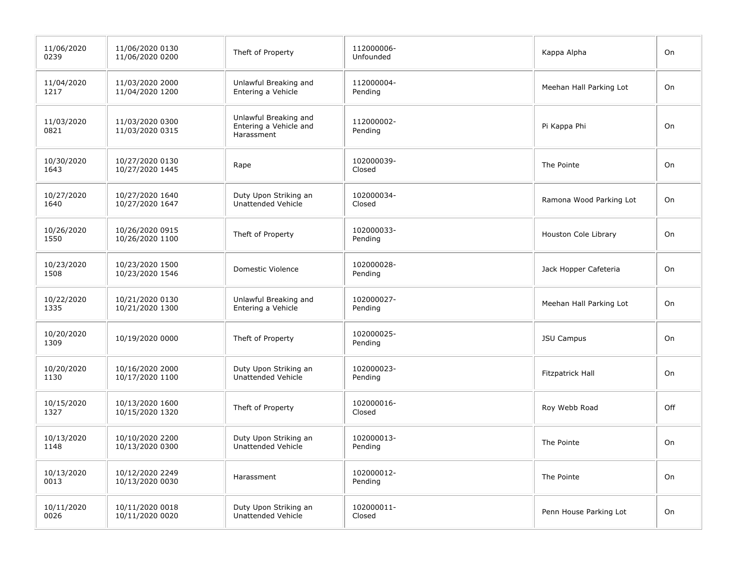| | | | | | |
|---|---|---|---|---|---|
| 11/06/2020 0239 | 11/06/2020 0130 11/06/2020 0200 | Theft of Property | 112000006-Unfounded | Kappa Alpha | On |
| 11/04/2020 1217 | 11/03/2020 2000 11/04/2020 1200 | Unlawful Breaking and Entering a Vehicle | 112000004-Pending | Meehan Hall Parking Lot | On |
| 11/03/2020 0821 | 11/03/2020 0300 11/03/2020 0315 | Unlawful Breaking and Entering a Vehicle and Harassment | 112000002-Pending | Pi Kappa Phi | On |
| 10/30/2020 1643 | 10/27/2020 0130 10/27/2020 1445 | Rape | 102000039-Closed | The Pointe | On |
| 10/27/2020 1640 | 10/27/2020 1640 10/27/2020 1647 | Duty Upon Striking an Unattended Vehicle | 102000034-Closed | Ramona Wood Parking Lot | On |
| 10/26/2020 1550 | 10/26/2020 0915 10/26/2020 1100 | Theft of Property | 102000033-Pending | Houston Cole Library | On |
| 10/23/2020 1508 | 10/23/2020 1500 10/23/2020 1546 | Domestic Violence | 102000028-Pending | Jack Hopper Cafeteria | On |
| 10/22/2020 1335 | 10/21/2020 0130 10/21/2020 1300 | Unlawful Breaking and Entering a Vehicle | 102000027-Pending | Meehan Hall Parking Lot | On |
| 10/20/2020 1309 | 10/19/2020 0000 | Theft of Property | 102000025-Pending | JSU Campus | On |
| 10/20/2020 1130 | 10/16/2020 2000 10/17/2020 1100 | Duty Upon Striking an Unattended Vehicle | 102000023-Pending | Fitzpatrick Hall | On |
| 10/15/2020 1327 | 10/13/2020 1600 10/15/2020 1320 | Theft of Property | 102000016-Closed | Roy Webb Road | Off |
| 10/13/2020 1148 | 10/10/2020 2200 10/13/2020 0300 | Duty Upon Striking an Unattended Vehicle | 102000013-Pending | The Pointe | On |
| 10/13/2020 0013 | 10/12/2020 2249 10/13/2020 0030 | Harassment | 102000012-Pending | The Pointe | On |
| 10/11/2020 0026 | 10/11/2020 0018 10/11/2020 0020 | Duty Upon Striking an Unattended Vehicle | 102000011-Closed | Penn House Parking Lot | On |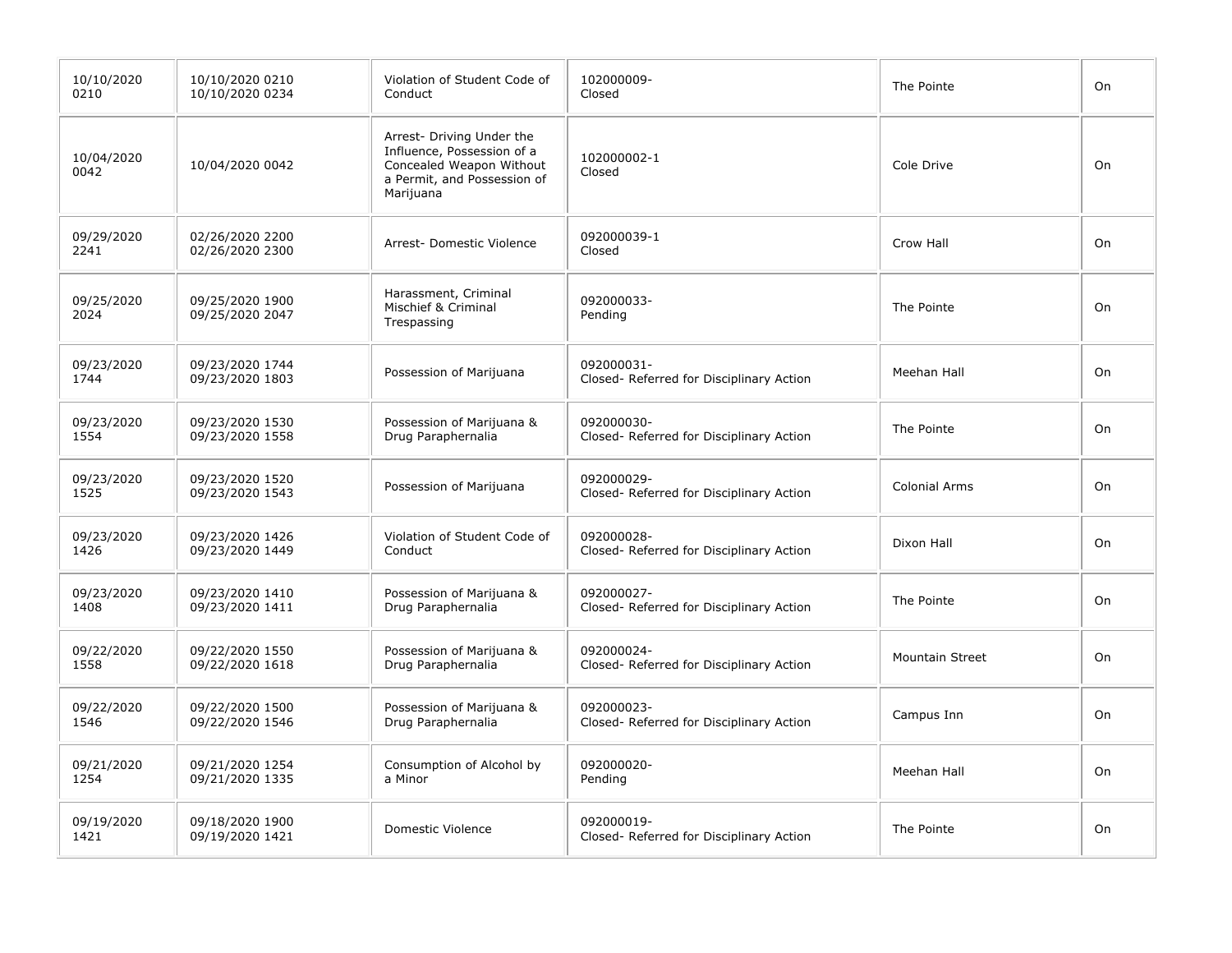| | | | | | |
|---|---|---|---|---|---|
| 10/10/2020 0210 | 10/10/2020 0210 10/10/2020 0234 | Violation of Student Code of Conduct | 102000009- Closed | The Pointe | On |
| 10/04/2020 0042 | 10/04/2020 0042 | Arrest- Driving Under the Influence, Possession of a Concealed Weapon Without a Permit, and Possession of Marijuana | 102000002-1 Closed | Cole Drive | On |
| 09/29/2020 2241 | 02/26/2020 2200 02/26/2020 2300 | Arrest- Domestic Violence | 092000039-1 Closed | Crow Hall | On |
| 09/25/2020 2024 | 09/25/2020 1900 09/25/2020 2047 | Harassment, Criminal Mischief & Criminal Trespassing | 092000033- Pending | The Pointe | On |
| 09/23/2020 1744 | 09/23/2020 1744 09/23/2020 1803 | Possession of Marijuana | 092000031- Closed- Referred for Disciplinary Action | Meehan Hall | On |
| 09/23/2020 1554 | 09/23/2020 1530 09/23/2020 1558 | Possession of Marijuana & Drug Paraphernalia | 092000030- Closed- Referred for Disciplinary Action | The Pointe | On |
| 09/23/2020 1525 | 09/23/2020 1520 09/23/2020 1543 | Possession of Marijuana | 092000029- Closed- Referred for Disciplinary Action | Colonial Arms | On |
| 09/23/2020 1426 | 09/23/2020 1426 09/23/2020 1449 | Violation of Student Code of Conduct | 092000028- Closed- Referred for Disciplinary Action | Dixon Hall | On |
| 09/23/2020 1408 | 09/23/2020 1410 09/23/2020 1411 | Possession of Marijuana & Drug Paraphernalia | 092000027- Closed- Referred for Disciplinary Action | The Pointe | On |
| 09/22/2020 1558 | 09/22/2020 1550 09/22/2020 1618 | Possession of Marijuana & Drug Paraphernalia | 092000024- Closed- Referred for Disciplinary Action | Mountain Street | On |
| 09/22/2020 1546 | 09/22/2020 1500 09/22/2020 1546 | Possession of Marijuana & Drug Paraphernalia | 092000023- Closed- Referred for Disciplinary Action | Campus Inn | On |
| 09/21/2020 1254 | 09/21/2020 1254 09/21/2020 1335 | Consumption of Alcohol by a Minor | 092000020- Pending | Meehan Hall | On |
| 09/19/2020 1421 | 09/18/2020 1900 09/19/2020 1421 | Domestic Violence | 092000019- Closed- Referred for Disciplinary Action | The Pointe | On |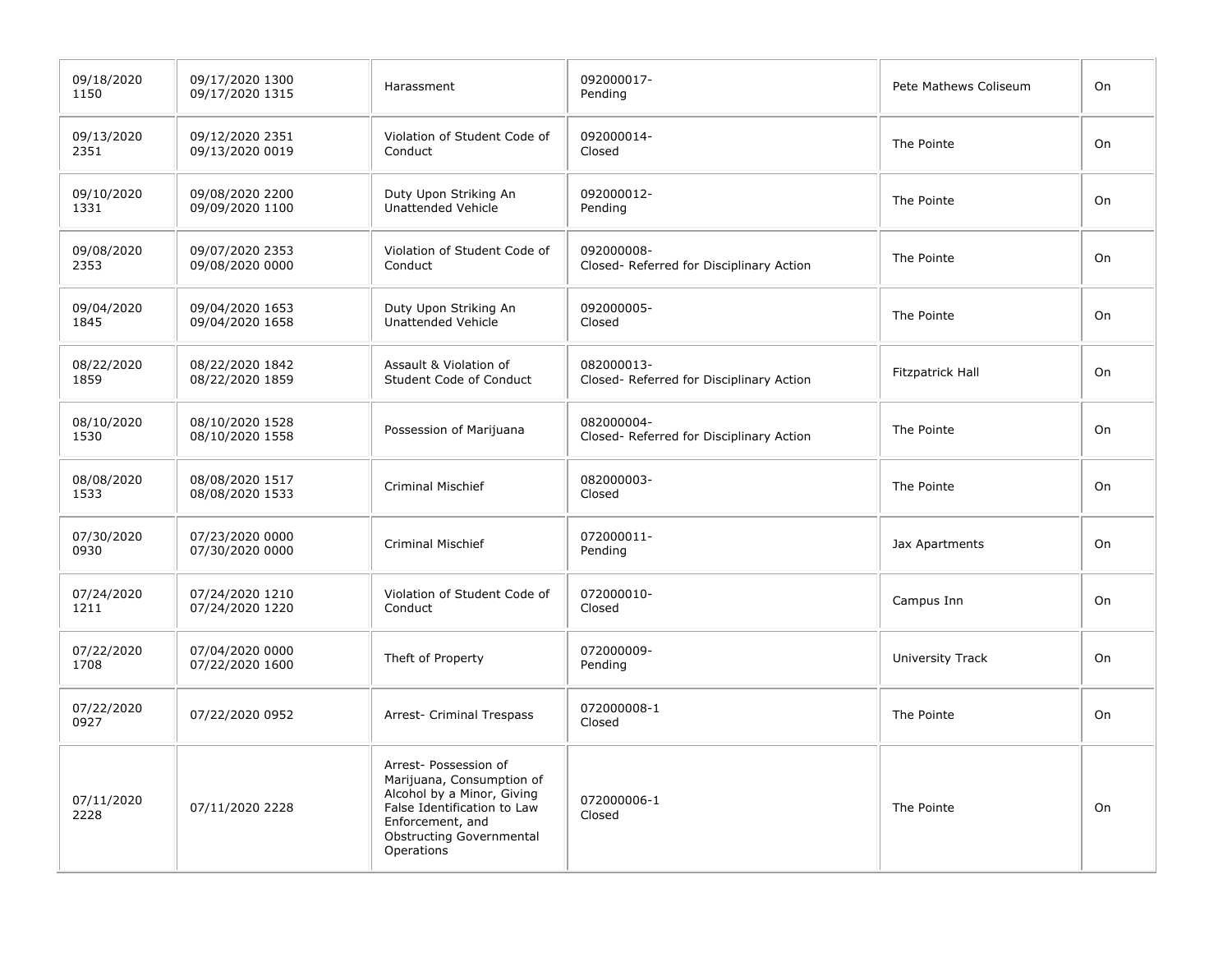| | | | | | |
|---|---|---|---|---|---|
| 09/18/2020 1150 | 09/17/2020 1300 09/17/2020 1315 | Harassment | 092000017- Pending | Pete Mathews Coliseum | On |
| 09/13/2020 2351 | 09/12/2020 2351 09/13/2020 0019 | Violation of Student Code of Conduct | 092000014- Closed | The Pointe | On |
| 09/10/2020 1331 | 09/08/2020 2200 09/09/2020 1100 | Duty Upon Striking An Unattended Vehicle | 092000012- Pending | The Pointe | On |
| 09/08/2020 2353 | 09/07/2020 2353 09/08/2020 0000 | Violation of Student Code of Conduct | 092000008- Closed- Referred for Disciplinary Action | The Pointe | On |
| 09/04/2020 1845 | 09/04/2020 1653 09/04/2020 1658 | Duty Upon Striking An Unattended Vehicle | 092000005- Closed | The Pointe | On |
| 08/22/2020 1859 | 08/22/2020 1842 08/22/2020 1859 | Assault & Violation of Student Code of Conduct | 082000013- Closed- Referred for Disciplinary Action | Fitzpatrick Hall | On |
| 08/10/2020 1530 | 08/10/2020 1528 08/10/2020 1558 | Possession of Marijuana | 082000004- Closed- Referred for Disciplinary Action | The Pointe | On |
| 08/08/2020 1533 | 08/08/2020 1517 08/08/2020 1533 | Criminal Mischief | 082000003- Closed | The Pointe | On |
| 07/30/2020 0930 | 07/23/2020 0000 07/30/2020 0000 | Criminal Mischief | 072000011- Pending | Jax Apartments | On |
| 07/24/2020 1211 | 07/24/2020 1210 07/24/2020 1220 | Violation of Student Code of Conduct | 072000010- Closed | Campus Inn | On |
| 07/22/2020 1708 | 07/04/2020 0000 07/22/2020 1600 | Theft of Property | 072000009- Pending | University Track | On |
| 07/22/2020 0927 | 07/22/2020 0952 | Arrest- Criminal Trespass | 072000008-1 Closed | The Pointe | On |
| 07/11/2020 2228 | 07/11/2020 2228 | Arrest- Possession of Marijuana, Consumption of Alcohol by a Minor, Giving False Identification to Law Enforcement, and Obstructing Governmental Operations | 072000006-1 Closed | The Pointe | On |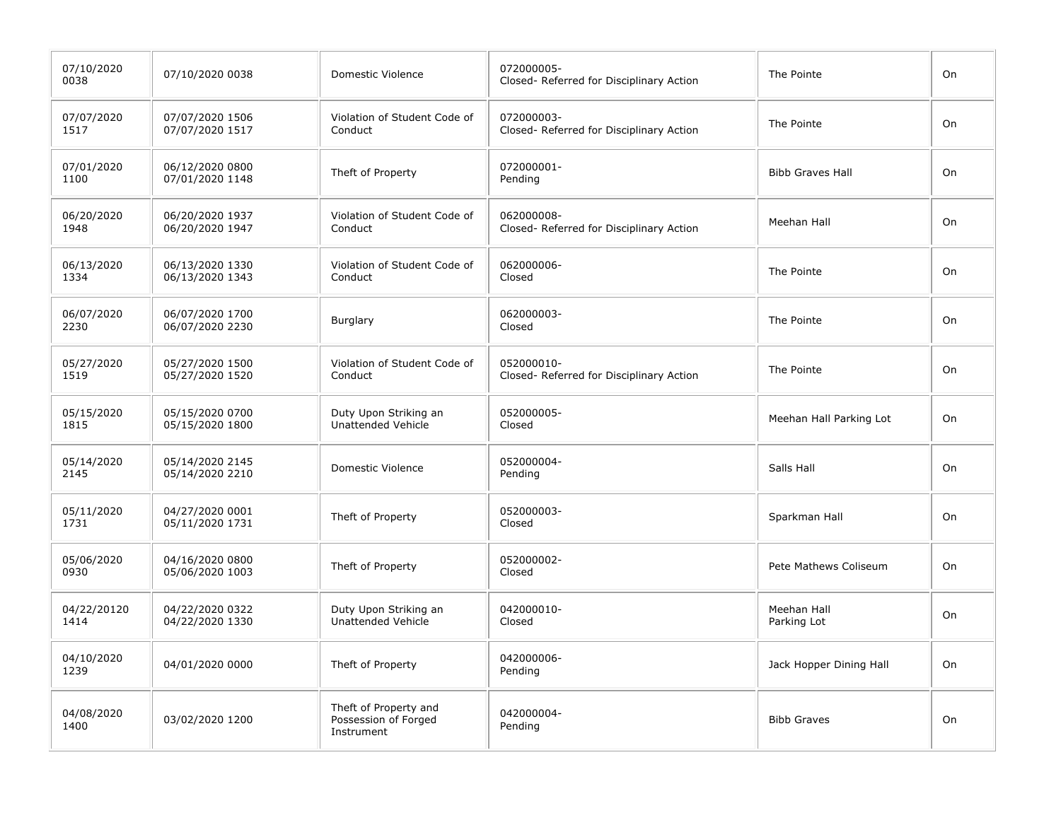| | | | | | |
|---|---|---|---|---|---|
| 07/10/2020 0038 | 07/10/2020 0038 | Domestic Violence | 072000005- Closed- Referred for Disciplinary Action | The Pointe | On |
| 07/07/2020 1517 | 07/07/2020 1506 07/07/2020 1517 | Violation of Student Code of Conduct | 072000003- Closed- Referred for Disciplinary Action | The Pointe | On |
| 07/01/2020 1100 | 06/12/2020 0800 07/01/2020 1148 | Theft of Property | 072000001- Pending | Bibb Graves Hall | On |
| 06/20/2020 1948 | 06/20/2020 1937 06/20/2020 1947 | Violation of Student Code of Conduct | 062000008- Closed- Referred for Disciplinary Action | Meehan Hall | On |
| 06/13/2020 1334 | 06/13/2020 1330 06/13/2020 1343 | Violation of Student Code of Conduct | 062000006- Closed | The Pointe | On |
| 06/07/2020 2230 | 06/07/2020 1700 06/07/2020 2230 | Burglary | 062000003- Closed | The Pointe | On |
| 05/27/2020 1519 | 05/27/2020 1500 05/27/2020 1520 | Violation of Student Code of Conduct | 052000010- Closed- Referred for Disciplinary Action | The Pointe | On |
| 05/15/2020 1815 | 05/15/2020 0700 05/15/2020 1800 | Duty Upon Striking an Unattended Vehicle | 052000005- Closed | Meehan Hall Parking Lot | On |
| 05/14/2020 2145 | 05/14/2020 2145 05/14/2020 2210 | Domestic Violence | 052000004- Pending | Salls Hall | On |
| 05/11/2020 1731 | 04/27/2020 0001 05/11/2020 1731 | Theft of Property | 052000003- Closed | Sparkman Hall | On |
| 05/06/2020 0930 | 04/16/2020 0800 05/06/2020 1003 | Theft of Property | 052000002- Closed | Pete Mathews Coliseum | On |
| 04/22/20120 1414 | 04/22/2020 0322 04/22/2020 1330 | Duty Upon Striking an Unattended Vehicle | 042000010- Closed | Meehan Hall Parking Lot | On |
| 04/10/2020 1239 | 04/01/2020 0000 | Theft of Property | 042000006- Pending | Jack Hopper Dining Hall | On |
| 04/08/2020 1400 | 03/02/2020 1200 | Theft of Property and Possession of Forged Instrument | 042000004- Pending | Bibb Graves | On |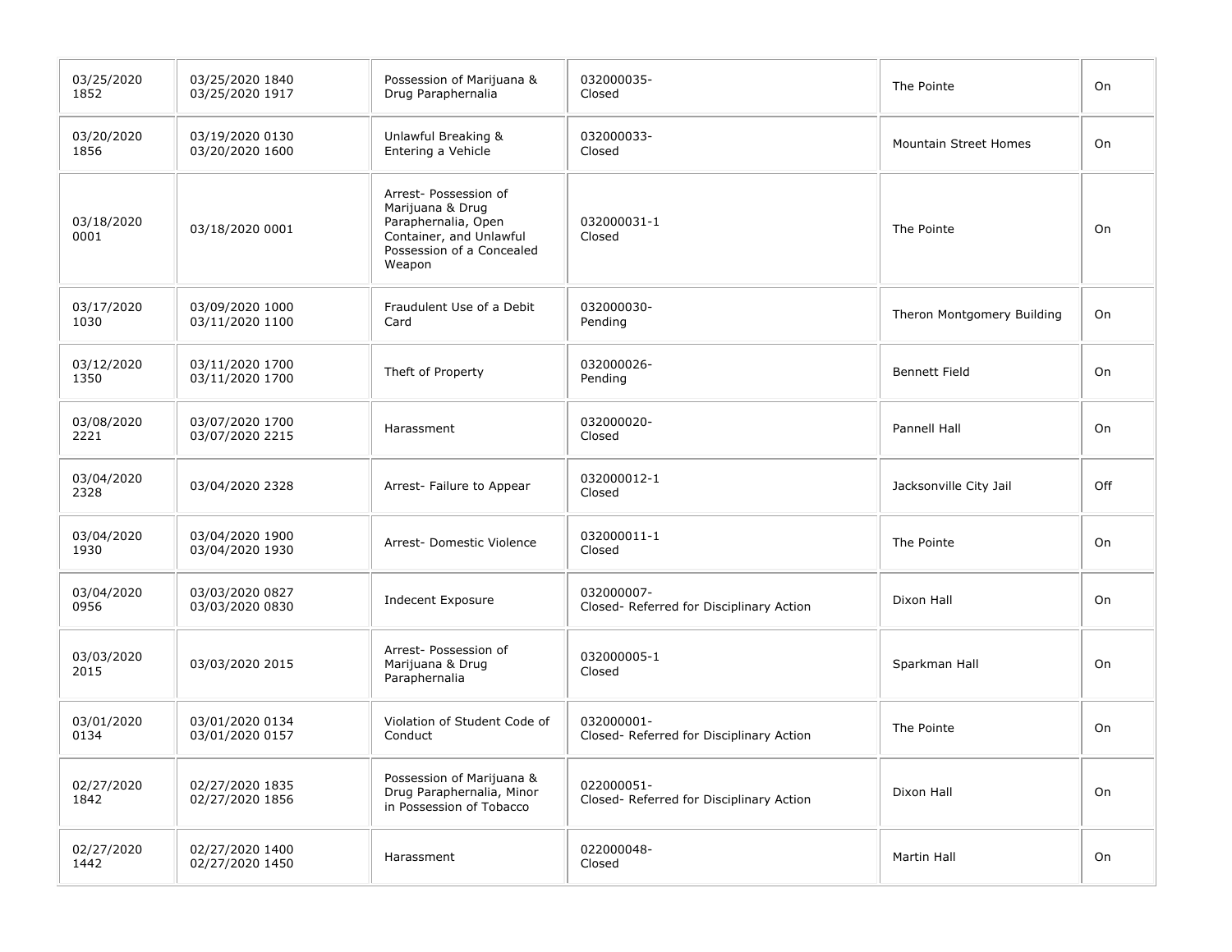| | | | | | |
|---|---|---|---|---|---|
| 03/25/2020 1852 | 03/25/2020 1840 03/25/2020 1917 | Possession of Marijuana & Drug Paraphernalia | 032000035- Closed | The Pointe | On |
| 03/20/2020 1856 | 03/19/2020 0130 03/20/2020 1600 | Unlawful Breaking & Entering a Vehicle | 032000033- Closed | Mountain Street Homes | On |
| 03/18/2020 0001 | 03/18/2020 0001 | Arrest- Possession of Marijuana & Drug Paraphernalia, Open Container, and Unlawful Possession of a Concealed Weapon | 032000031-1 Closed | The Pointe | On |
| 03/17/2020 1030 | 03/09/2020 1000 03/11/2020 1100 | Fraudulent Use of a Debit Card | 032000030- Pending | Theron Montgomery Building | On |
| 03/12/2020 1350 | 03/11/2020 1700 03/11/2020 1700 | Theft of Property | 032000026- Pending | Bennett Field | On |
| 03/08/2020 2221 | 03/07/2020 1700 03/07/2020 2215 | Harassment | 032000020- Closed | Pannell Hall | On |
| 03/04/2020 2328 | 03/04/2020 2328 | Arrest- Failure to Appear | 032000012-1 Closed | Jacksonville City Jail | Off |
| 03/04/2020 1930 | 03/04/2020 1900 03/04/2020 1930 | Arrest- Domestic Violence | 032000011-1 Closed | The Pointe | On |
| 03/04/2020 0956 | 03/03/2020 0827 03/03/2020 0830 | Indecent Exposure | 032000007- Closed- Referred for Disciplinary Action | Dixon Hall | On |
| 03/03/2020 2015 | 03/03/2020 2015 | Arrest- Possession of Marijuana & Drug Paraphernalia | 032000005-1 Closed | Sparkman Hall | On |
| 03/01/2020 0134 | 03/01/2020 0134 03/01/2020 0157 | Violation of Student Code of Conduct | 032000001- Closed- Referred for Disciplinary Action | The Pointe | On |
| 02/27/2020 1842 | 02/27/2020 1835 02/27/2020 1856 | Possession of Marijuana & Drug Paraphernalia, Minor in Possession of Tobacco | 022000051- Closed- Referred for Disciplinary Action | Dixon Hall | On |
| 02/27/2020 1442 | 02/27/2020 1400 02/27/2020 1450 | Harassment | 022000048- Closed | Martin Hall | On |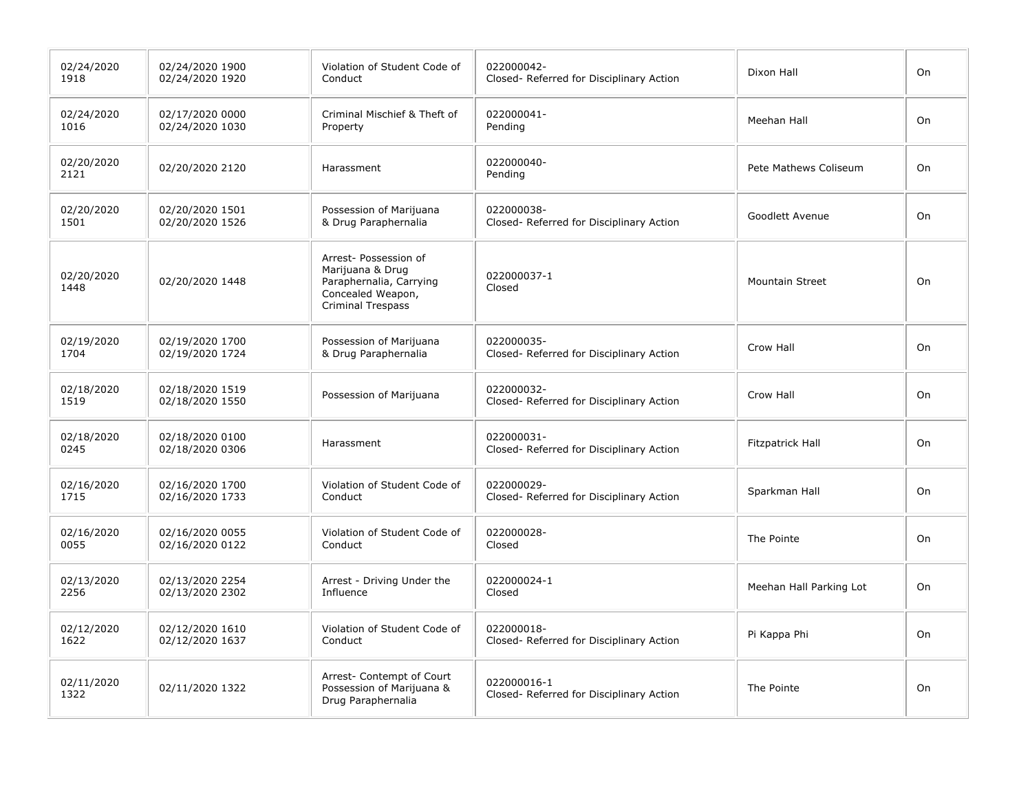| | | | | | |
|---|---|---|---|---|---|
| 02/24/2020 1918 | 02/24/2020 1900 02/24/2020 1920 | Violation of Student Code of Conduct | 022000042- Closed- Referred for Disciplinary Action | Dixon Hall | On |
| 02/24/2020 1016 | 02/17/2020 0000 02/24/2020 1030 | Criminal Mischief & Theft of Property | 022000041- Pending | Meehan Hall | On |
| 02/20/2020 2121 | 02/20/2020 2120 | Harassment | 022000040- Pending | Pete Mathews Coliseum | On |
| 02/20/2020 1501 | 02/20/2020 1501 02/20/2020 1526 | Possession of Marijuana & Drug Paraphernalia | 022000038- Closed- Referred for Disciplinary Action | Goodlett Avenue | On |
| 02/20/2020 1448 | 02/20/2020 1448 | Arrest- Possession of Marijuana & Drug Paraphernalia, Carrying Concealed Weapon, Criminal Trespass | 022000037-1 Closed | Mountain Street | On |
| 02/19/2020 1704 | 02/19/2020 1700 02/19/2020 1724 | Possession of Marijuana & Drug Paraphernalia | 022000035- Closed- Referred for Disciplinary Action | Crow Hall | On |
| 02/18/2020 1519 | 02/18/2020 1519 02/18/2020 1550 | Possession of Marijuana | 022000032- Closed- Referred for Disciplinary Action | Crow Hall | On |
| 02/18/2020 0245 | 02/18/2020 0100 02/18/2020 0306 | Harassment | 022000031- Closed- Referred for Disciplinary Action | Fitzpatrick Hall | On |
| 02/16/2020 1715 | 02/16/2020 1700 02/16/2020 1733 | Violation of Student Code of Conduct | 022000029- Closed- Referred for Disciplinary Action | Sparkman Hall | On |
| 02/16/2020 0055 | 02/16/2020 0055 02/16/2020 0122 | Violation of Student Code of Conduct | 022000028- Closed | The Pointe | On |
| 02/13/2020 2256 | 02/13/2020 2254 02/13/2020 2302 | Arrest - Driving Under the Influence | 022000024-1 Closed | Meehan Hall Parking Lot | On |
| 02/12/2020 1622 | 02/12/2020 1610 02/12/2020 1637 | Violation of Student Code of Conduct | 022000018- Closed- Referred for Disciplinary Action | Pi Kappa Phi | On |
| 02/11/2020 1322 | 02/11/2020 1322 | Arrest- Contempt of Court Possession of Marijuana & Drug Paraphernalia | 022000016-1 Closed- Referred for Disciplinary Action | The Pointe | On |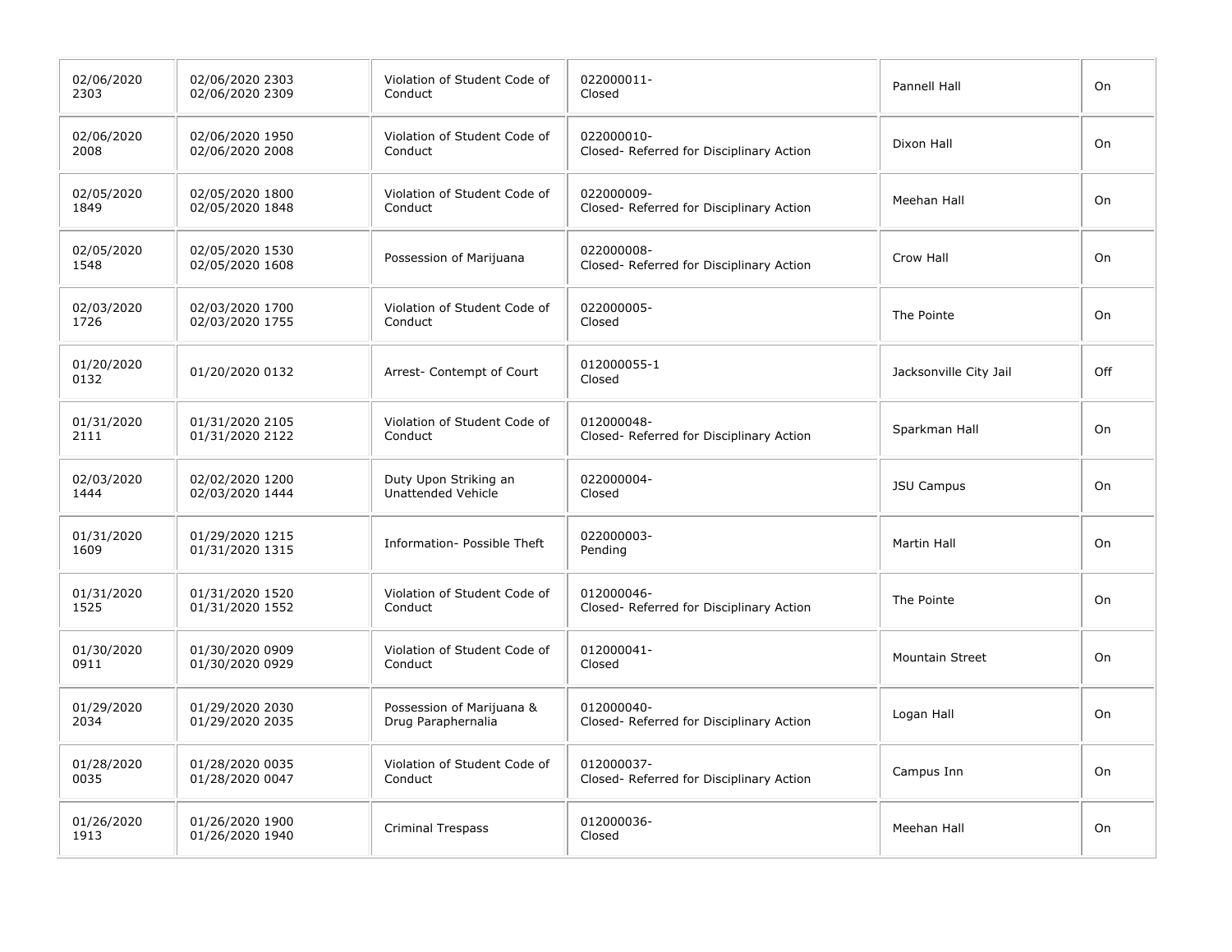| | | | | | |
|---|---|---|---|---|---|
| 02/06/2020 2303 | 02/06/2020 2303 02/06/2020 2309 | Violation of Student Code of Conduct | 022000011- Closed | Pannell Hall | On |
| 02/06/2020 2008 | 02/06/2020 1950 02/06/2020 2008 | Violation of Student Code of Conduct | 022000010- Closed- Referred for Disciplinary Action | Dixon Hall | On |
| 02/05/2020 1849 | 02/05/2020 1800 02/05/2020 1848 | Violation of Student Code of Conduct | 022000009- Closed- Referred for Disciplinary Action | Meehan Hall | On |
| 02/05/2020 1548 | 02/05/2020 1530 02/05/2020 1608 | Possession of Marijuana | 022000008- Closed- Referred for Disciplinary Action | Crow Hall | On |
| 02/03/2020 1726 | 02/03/2020 1700 02/03/2020 1755 | Violation of Student Code of Conduct | 022000005- Closed | The Pointe | On |
| 01/20/2020 0132 | 01/20/2020 0132 | Arrest- Contempt of Court | 012000055-1 Closed | Jacksonville City Jail | Off |
| 01/31/2020 2111 | 01/31/2020 2105 01/31/2020 2122 | Violation of Student Code of Conduct | 012000048- Closed- Referred for Disciplinary Action | Sparkman Hall | On |
| 02/03/2020 1444 | 02/02/2020 1200 02/03/2020 1444 | Duty Upon Striking an Unattended Vehicle | 022000004- Closed | JSU Campus | On |
| 01/31/2020 1609 | 01/29/2020 1215 01/31/2020 1315 | Information- Possible Theft | 022000003- Pending | Martin Hall | On |
| 01/31/2020 1525 | 01/31/2020 1520 01/31/2020 1552 | Violation of Student Code of Conduct | 012000046- Closed- Referred for Disciplinary Action | The Pointe | On |
| 01/30/2020 0911 | 01/30/2020 0909 01/30/2020 0929 | Violation of Student Code of Conduct | 012000041- Closed | Mountain Street | On |
| 01/29/2020 2034 | 01/29/2020 2030 01/29/2020 2035 | Possession of Marijuana & Drug Paraphernalia | 012000040- Closed- Referred for Disciplinary Action | Logan Hall | On |
| 01/28/2020 0035 | 01/28/2020 0035 01/28/2020 0047 | Violation of Student Code of Conduct | 012000037- Closed- Referred for Disciplinary Action | Campus Inn | On |
| 01/26/2020 1913 | 01/26/2020 1900 01/26/2020 1940 | Criminal Trespass | 012000036- Closed | Meehan Hall | On |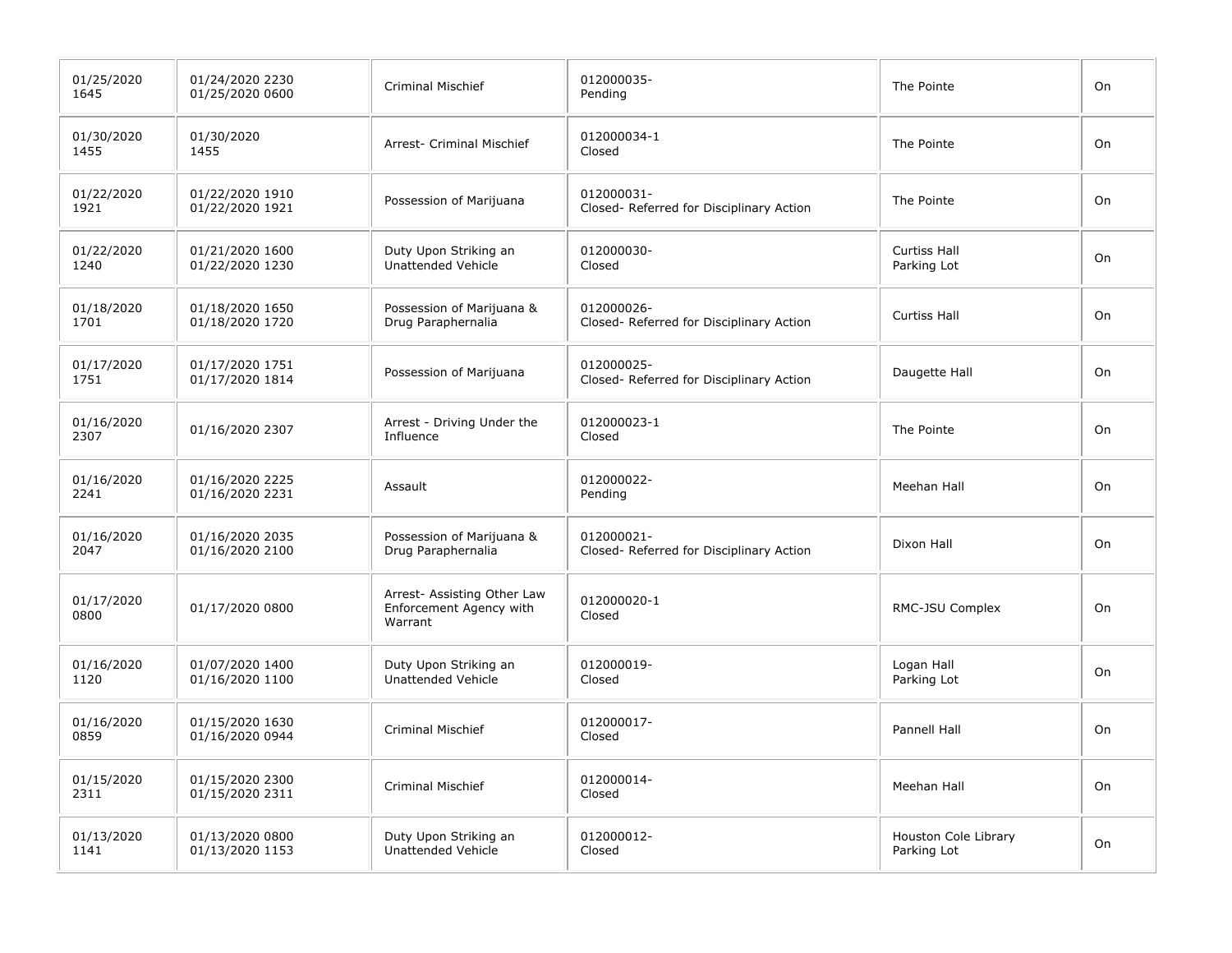| | | | | | |
|---|---|---|---|---|---|
| 01/25/2020 1645 | 01/24/2020 2230 01/25/2020 0600 | Criminal Mischief | 012000035- Pending | The Pointe | On |
| 01/30/2020 1455 | 01/30/2020 1455 | Arrest- Criminal Mischief | 012000034-1 Closed | The Pointe | On |
| 01/22/2020 1921 | 01/22/2020 1910 01/22/2020 1921 | Possession of Marijuana | 012000031- Closed- Referred for Disciplinary Action | The Pointe | On |
| 01/22/2020 1240 | 01/21/2020 1600 01/22/2020 1230 | Duty Upon Striking an Unattended Vehicle | 012000030- Closed | Curtiss Hall Parking Lot | On |
| 01/18/2020 1701 | 01/18/2020 1650 01/18/2020 1720 | Possession of Marijuana & Drug Paraphernalia | 012000026- Closed- Referred for Disciplinary Action | Curtiss Hall | On |
| 01/17/2020 1751 | 01/17/2020 1751 01/17/2020 1814 | Possession of Marijuana | 012000025- Closed- Referred for Disciplinary Action | Daugette Hall | On |
| 01/16/2020 2307 | 01/16/2020 2307 | Arrest - Driving Under the Influence | 012000023-1 Closed | The Pointe | On |
| 01/16/2020 2241 | 01/16/2020 2225 01/16/2020 2231 | Assault | 012000022- Pending | Meehan Hall | On |
| 01/16/2020 2047 | 01/16/2020 2035 01/16/2020 2100 | Possession of Marijuana & Drug Paraphernalia | 012000021- Closed- Referred for Disciplinary Action | Dixon Hall | On |
| 01/17/2020 0800 | 01/17/2020 0800 | Arrest- Assisting Other Law Enforcement Agency with Warrant | 012000020-1 Closed | RMC-JSU Complex | On |
| 01/16/2020 1120 | 01/07/2020 1400 01/16/2020 1100 | Duty Upon Striking an Unattended Vehicle | 012000019- Closed | Logan Hall Parking Lot | On |
| 01/16/2020 0859 | 01/15/2020 1630 01/16/2020 0944 | Criminal Mischief | 012000017- Closed | Pannell Hall | On |
| 01/15/2020 2311 | 01/15/2020 2300 01/15/2020 2311 | Criminal Mischief | 012000014- Closed | Meehan Hall | On |
| 01/13/2020 1141 | 01/13/2020 0800 01/13/2020 1153 | Duty Upon Striking an Unattended Vehicle | 012000012- Closed | Houston Cole Library Parking Lot | On |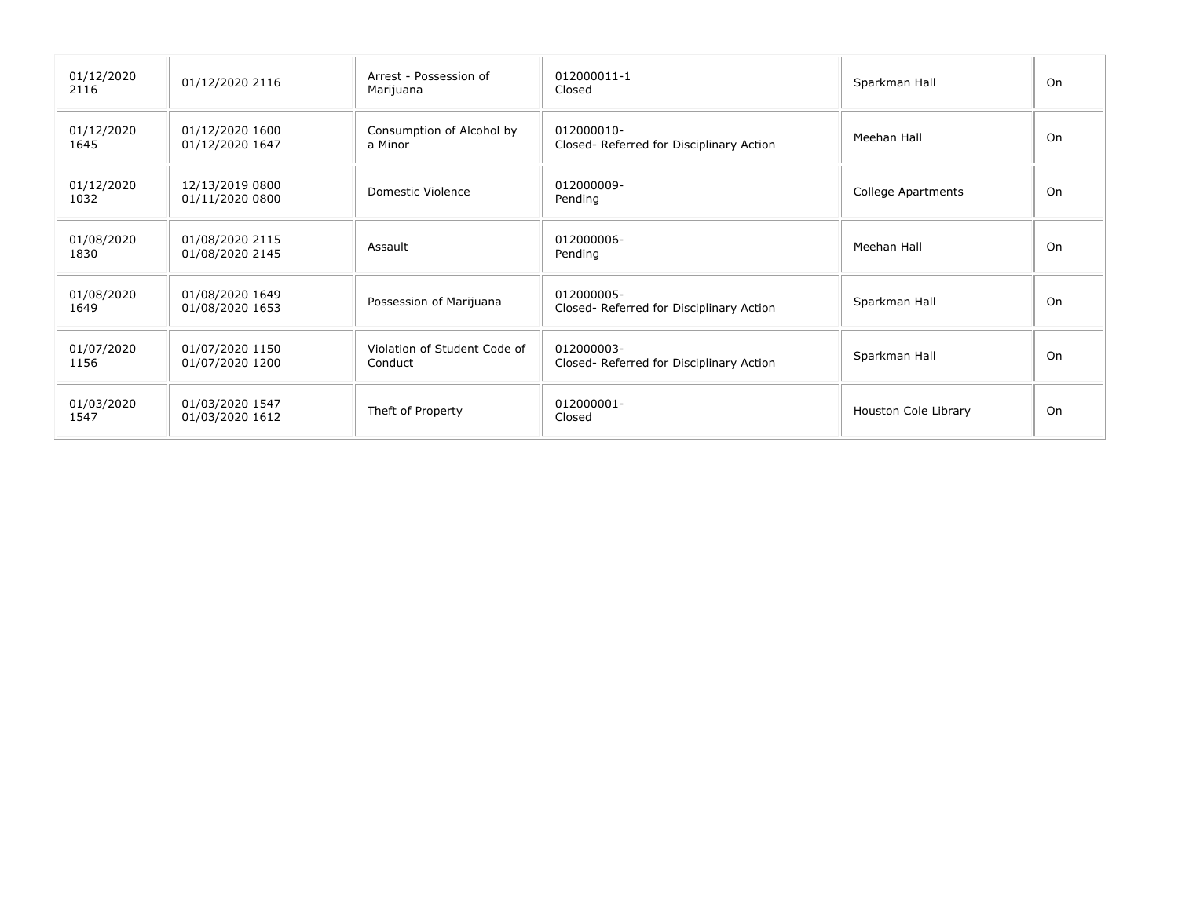| | | | | | |
|---|---|---|---|---|---|
| 01/12/2020 2116 | 01/12/2020 2116 | Arrest - Possession of Marijuana | 012000011-1 Closed | Sparkman Hall | On |
| 01/12/2020 1645 | 01/12/2020 1600 01/12/2020 1647 | Consumption of Alcohol by a Minor | 012000010- Closed- Referred for Disciplinary Action | Meehan Hall | On |
| 01/12/2020 1032 | 12/13/2019 0800 01/11/2020 0800 | Domestic Violence | 012000009- Pending | College Apartments | On |
| 01/08/2020 1830 | 01/08/2020 2115 01/08/2020 2145 | Assault | 012000006- Pending | Meehan Hall | On |
| 01/08/2020 1649 | 01/08/2020 1649 01/08/2020 1653 | Possession of Marijuana | 012000005- Closed- Referred for Disciplinary Action | Sparkman Hall | On |
| 01/07/2020 1156 | 01/07/2020 1150 01/07/2020 1200 | Violation of Student Code of Conduct | 012000003- Closed- Referred for Disciplinary Action | Sparkman Hall | On |
| 01/03/2020 1547 | 01/03/2020 1547 01/03/2020 1612 | Theft of Property | 012000001- Closed | Houston Cole Library | On |